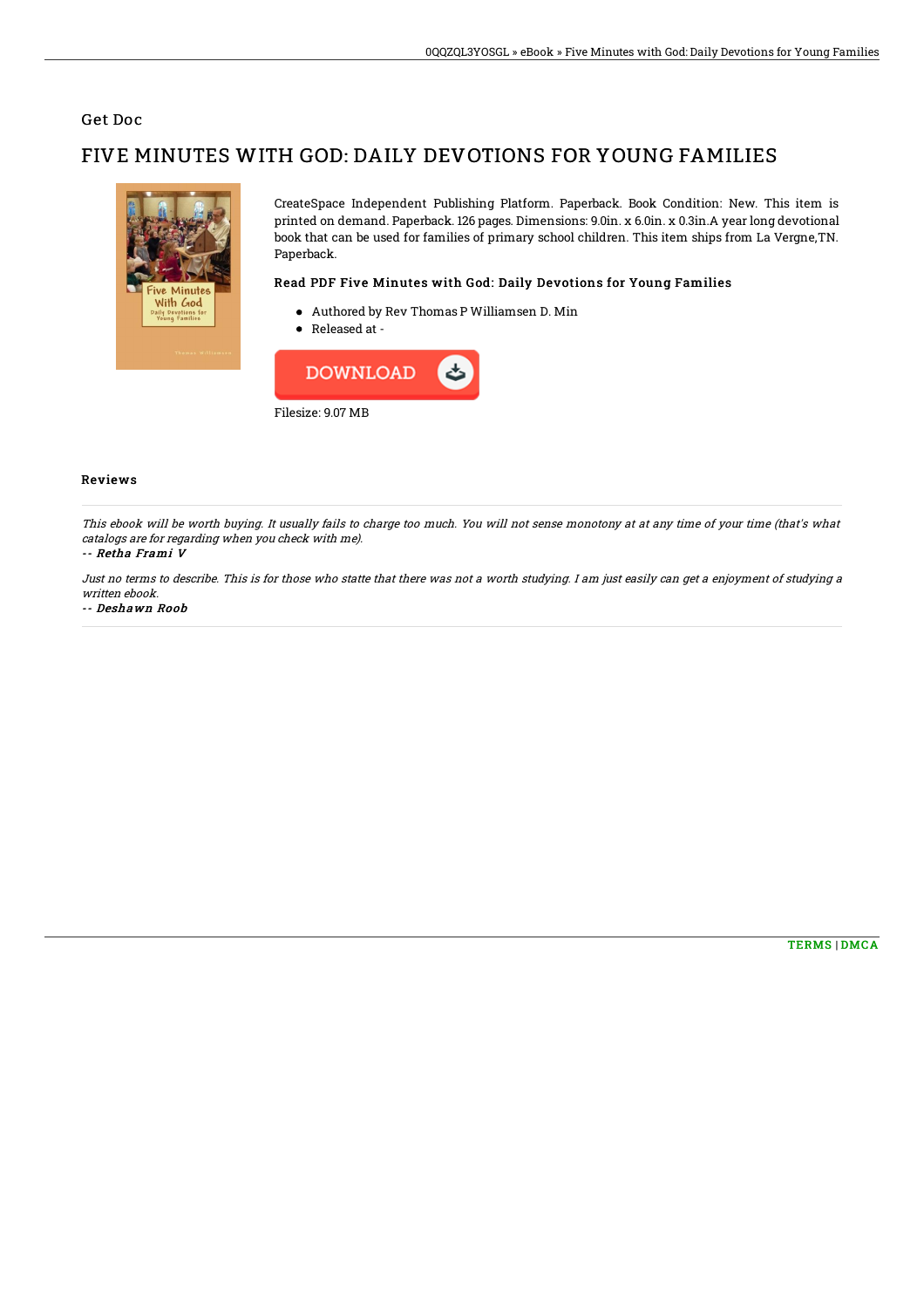Get Doc

# FIVE MINUTES WITH GOD: DAILY DEVOTIONS FOR YOUNG FAMILIES

CreateSpace Independent Publishing Platform. Paperback. Book Condition: New. This item is printed on demand. Paperback. 126 pages. Dimensions: 9.0in. x 6.0in. x 0.3in.A year long devotional book that can be used for families of primary school children. This item ships from La Vergne,TN. Paperback.

### Read PDF Five Minutes with God: Daily Devotions for Young Families

- Authored by Rev Thomas P Williamsen D. Min
- Released at -

Filesize: 9.07 MB

### Reviews

*This ebook will be worth buying. It usually fails to charge too much. You will not sense monotony at at any time of your time (that's what catalogs are for regarding when you check with me).*

*-- Retha Frami V*

*Just no terms to describe. This is for those who statte that there was not a worth studying. I am just easily can get a enjoyment of studying a written ebook.*

*-- Deshawn Roob*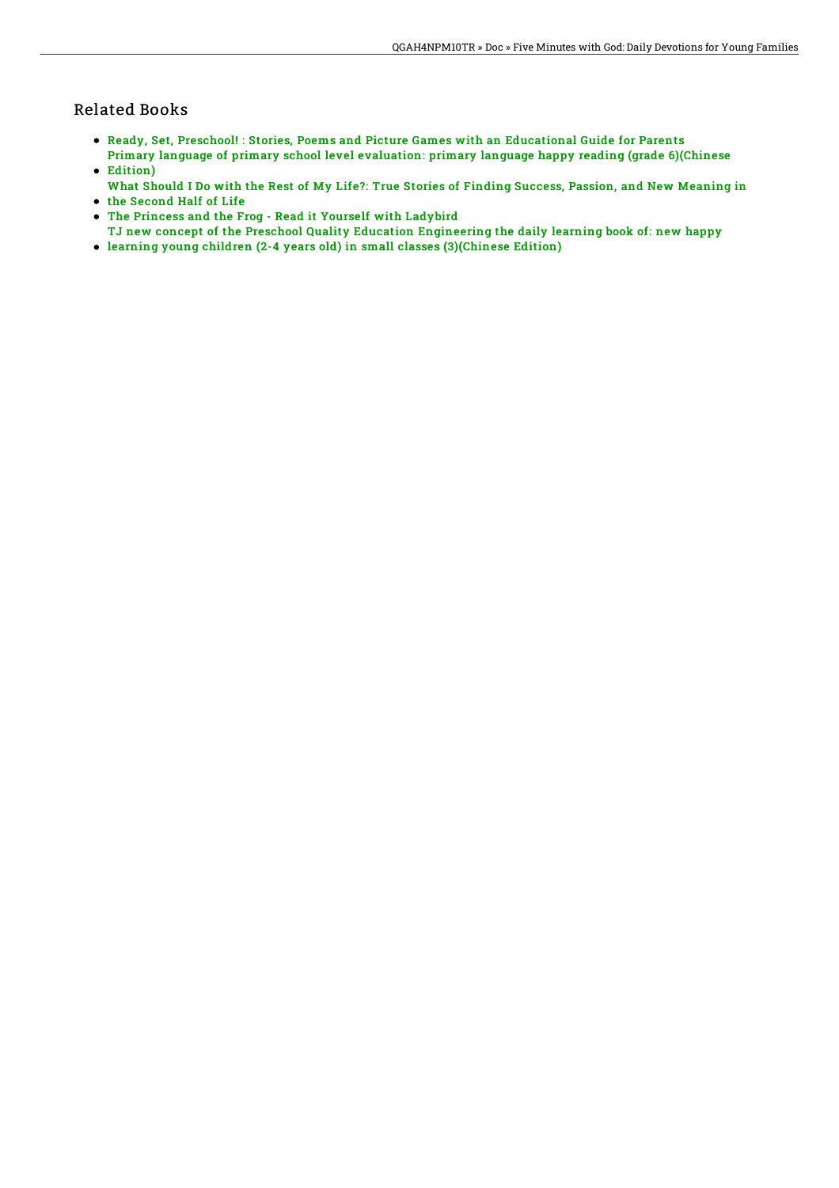## Related Books

- Ready, Set, Preschool! : Stories, Poems and Picture Games with an Educational Guide for Parents
- Primary language of primary school level evaluation: primary language happy reading (grade 6)(Chinese Edition)
- What Should I Do with the Rest of My Life?: True Stories of Finding Success, Passion, and New Meaning in the Second Half of Life
- The Princess and the Frog - Read it Yourself with Ladybird
- TJ new concept of the Preschool Quality Education Engineering the daily learning book of: new happy learning young children (2-4 years old) in small classes (3)(Chinese Edition)